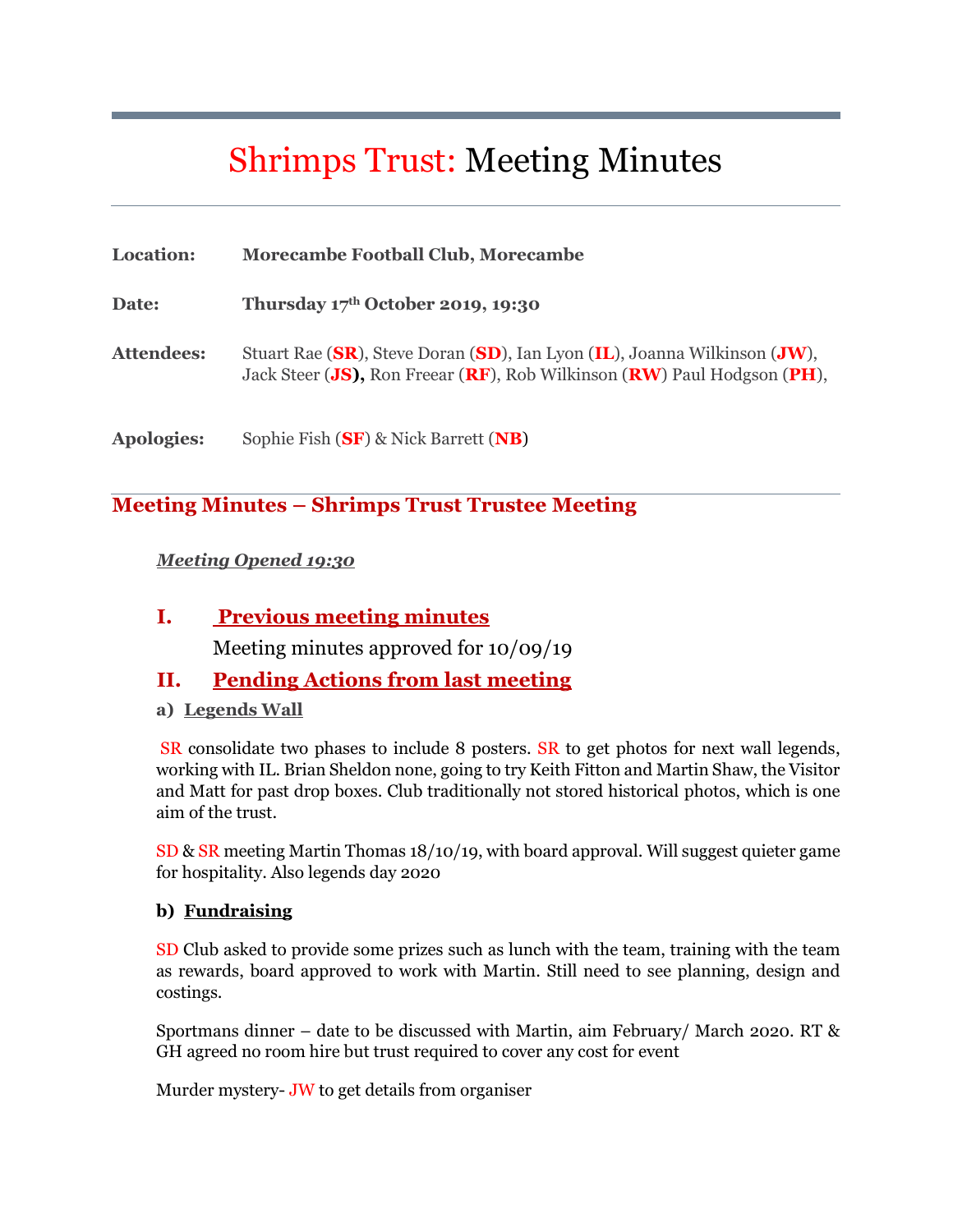# Shrimps Trust: Meeting Minutes

**Location:** **Morecambe Football Club, Morecambe**

**Date:** **Thursday 17th October 2019, 19:30**

**Attendees:** Stuart Rae (**SR**), Steve Doran (**SD**), Ian Lyon (**IL**), Joanna Wilkinson (**JW**), Jack Steer (**JS**), Ron Freear (**RF**), Rob Wilkinson (**RW**) Paul Hodgson (**PH**),

**Apologies:** Sophie Fish (**SF**) & Nick Barrett (**NB**)

## Meeting Minutes – Shrimps Trust Trustee Meeting

***Meeting Opened 19:30***

### I. Previous meeting minutes

Meeting minutes approved for 10/09/19

### II. Pending Actions from last meeting

#### a) Legends Wall

SR consolidate two phases to include 8 posters. SR to get photos for next wall legends, working with IL. Brian Sheldon none, going to try Keith Fitton and Martin Shaw, the Visitor and Matt for past drop boxes. Club traditionally not stored historical photos, which is one aim of the trust.

SD & SR meeting Martin Thomas 18/10/19, with board approval. Will suggest quieter game for hospitality. Also legends day 2020

#### b) Fundraising

SD Club asked to provide some prizes such as lunch with the team, training with the team as rewards, board approved to work with Martin. Still need to see planning, design and costings.

Sportmans dinner – date to be discussed with Martin, aim February/ March 2020. RT & GH agreed no room hire but trust required to cover any cost for event

Murder mystery- JW to get details from organiser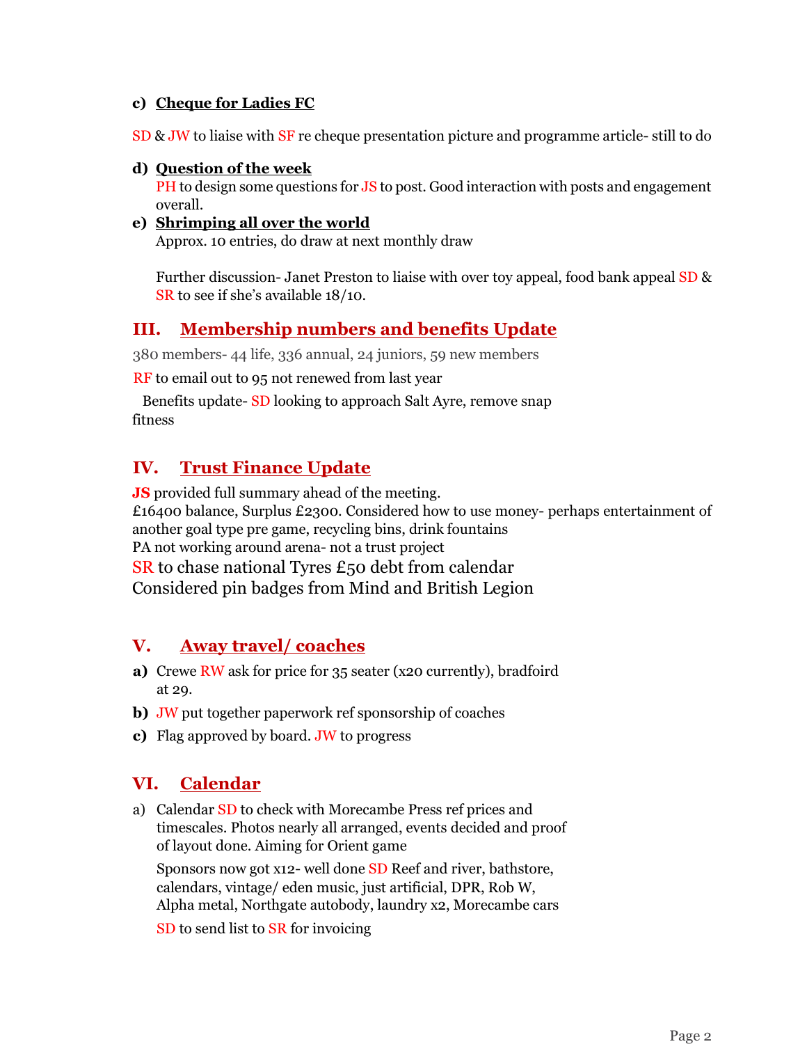c) **Cheque for Ladies FC**

SD & JW to liaise with SF re cheque presentation picture and programme article- still to do

d) **Question of the week**
   PH to design some questions for JS to post. Good interaction with posts and engagement overall.

e) **Shrimping all over the world**
   Approx. 10 entries, do draw at next monthly draw

   Further discussion- Janet Preston to liaise with over toy appeal, food bank appeal SD & SR to see if she's available 18/10.

## III. Membership numbers and benefits Update

380 members- 44 life, 336 annual, 24 juniors, 59 new members

RF to email out to 95 not renewed from last year

Benefits update- SD looking to approach Salt Ayre, remove snap fitness

## IV. Trust Finance Update

**JS** provided full summary ahead of the meeting.
£16400 balance, Surplus £2300. Considered how to use money- perhaps entertainment of another goal type pre game, recycling bins, drink fountains
PA not working around arena- not a trust project
SR to chase national Tyres £50 debt from calendar
Considered pin badges from Mind and British Legion

## V. Away travel/ coaches

**a)** Crewe RW ask for price for 35 seater (x20 currently), bradfoird at 29.

**b)** JW put together paperwork ref sponsorship of coaches

**c)** Flag approved by board. JW to progress

## VI. Calendar

a) Calendar SD to check with Morecambe Press ref prices and timescales. Photos nearly all arranged, events decided and proof of layout done. Aiming for Orient game

   Sponsors now got x12- well done SD Reef and river, bathstore, calendars, vintage/ eden music, just artificial, DPR, Rob W, Alpha metal, Northgate autobody, laundry x2, Morecambe cars

   SD to send list to SR for invoicing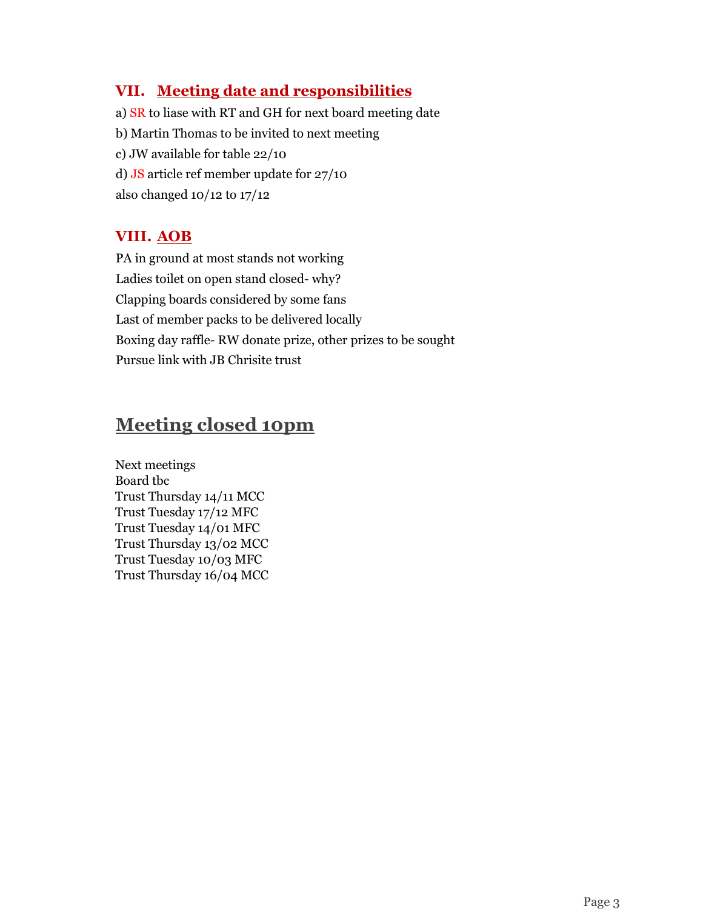## VII. Meeting date and responsibilities

a) SR to liase with RT and GH for next board meeting date

b) Martin Thomas to be invited to next meeting

c) JW available for table 22/10

d) JS article ref member update for 27/10

also changed 10/12 to 17/12

## VIII. AOB

PA in ground at most stands not working

Ladies toilet on open stand closed- why?

Clapping boards considered by some fans

Last of member packs to be delivered locally

Boxing day raffle- RW donate prize, other prizes to be sought

Pursue link with JB Chrisite trust

## Meeting closed 10pm

Next meetings
Board tbc
Trust Thursday 14/11 MCC
Trust Tuesday 17/12 MFC
Trust Tuesday 14/01 MFC
Trust Thursday 13/02 MCC
Trust Tuesday 10/03 MFC
Trust Thursday 16/04 MCC